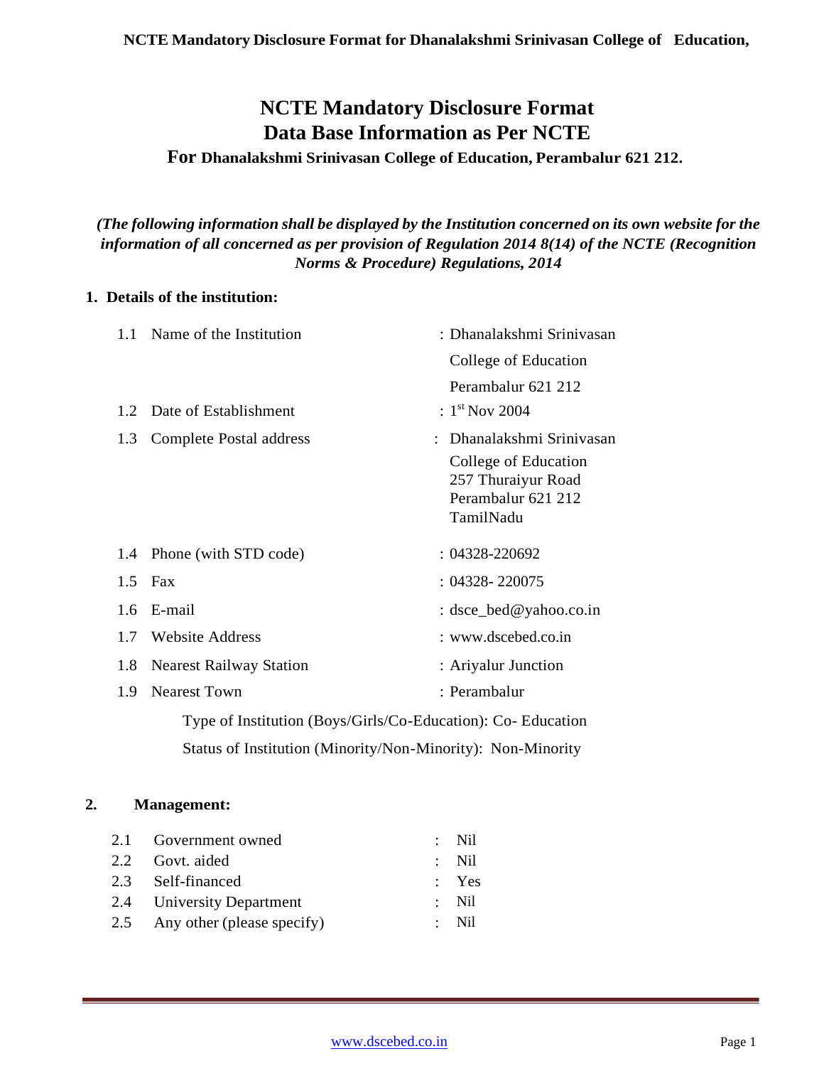# NCTE Mandatory Disclosure Format
# Data Base Information as Per NCTE

### For Dhanalakshmi Srinivasan College of Education, Perambalur 621 212.

***(The following information shall be displayed by the Institution concerned on its own website for the information of all concerned as per provision of Regulation 2014 8(14) of the NCTE (Recognition Norms & Procedure) Regulations, 2014***

## 1. Details of the institution:

| | | |
|---|---|---|
| 1.1 | Name of the Institution | : Dhanalakshmi Srinivasan College of Education Perambalur 621 212 |
| 1.2 | Date of Establishment | : 1st Nov 2004 |
| 1.3 | Complete Postal address | : Dhanalakshmi Srinivasan College of Education 257 Thuraiyur Road Perambalur 621 212 TamilNadu |
| 1.4 | Phone (with STD code) | : 04328-220692 |
| 1.5 | Fax | : 04328- 220075 |
| 1.6 | E-mail | : dsce_bed@yahoo.co.in |
| 1.7 | Website Address | : www.dscebed.co.in |
| 1.8 | Nearest Railway Station | : Ariyalur Junction |
| 1.9 | Nearest Town | : Perambalur |

Type of Institution (Boys/Girls/Co-Education): Co- Education

Status of Institution (Minority/Non-Minority): Non-Minority

## 2. Management:

| | | |
|---|---|---|
| 2.1 | Government owned | : Nil |
| 2.2 | Govt. aided | : Nil |
| 2.3 | Self-financed | : Yes |
| 2.4 | University Department | : Nil |
| 2.5 | Any other (please specify) | : Nil |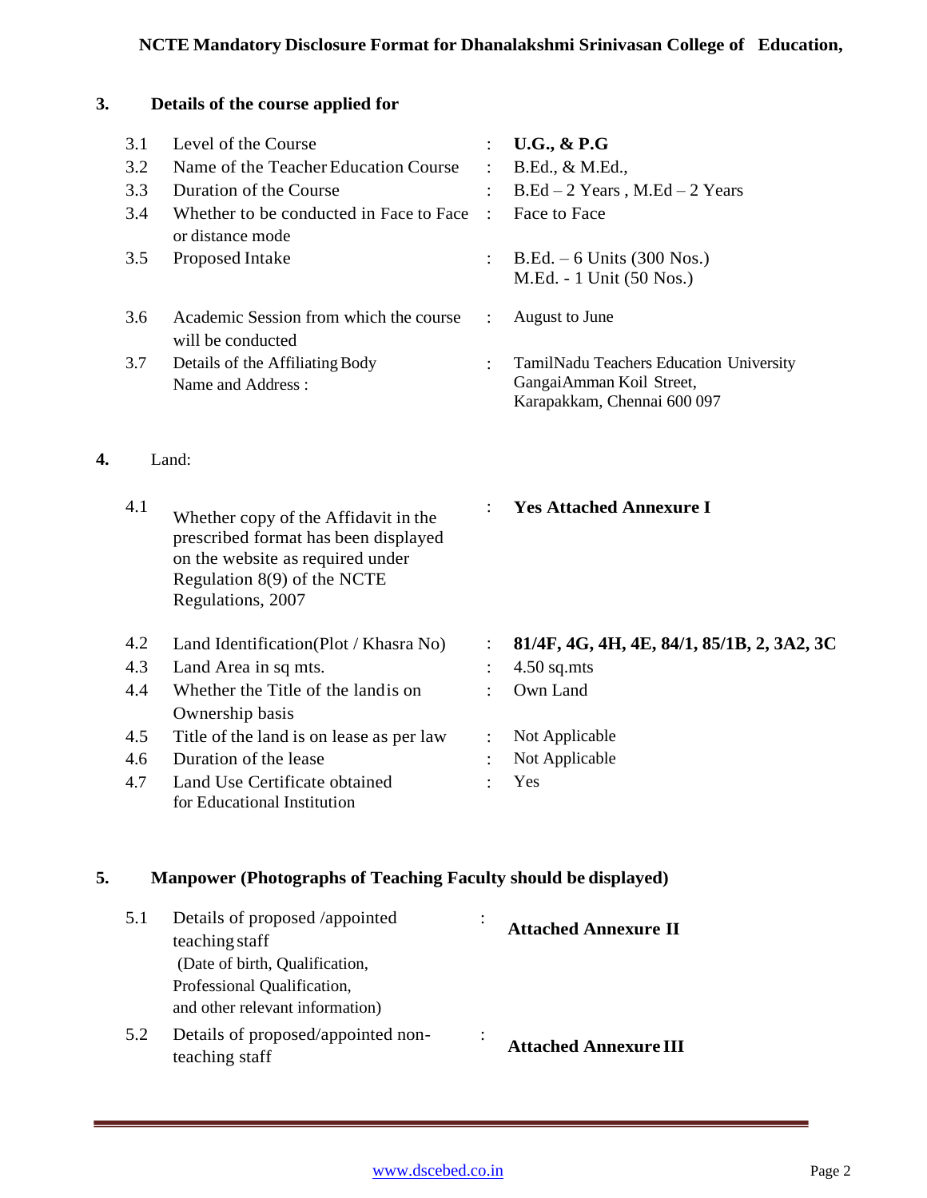## 3. Details of the course applied for

| | | | |
|---|---|---|---|
| 3.1 | Level of the Course | : | **U.G., & P.G** |
| 3.2 | Name of the Teacher Education Course | : | B.Ed., & M.Ed., |
| 3.3 | Duration of the Course | : | B.Ed – 2 Years , M.Ed – 2 Years |
| 3.4 | Whether to be conducted in Face to Face or distance mode | : | Face to Face |
| 3.5 | Proposed Intake | : | B.Ed. – 6 Units (300 Nos.)<br>M.Ed. - 1 Unit (50 Nos.) |
| 3.6 | Academic Session from which the course will be conducted | : | August to June |
| 3.7 | Details of the Affiliating Body Name and Address : | : | TamilNadu Teachers Education University<br>GangaiAmman Koil Street,<br>Karapakkam, Chennai 600 097 |

## 4. Land:

| | | | |
|---|---|---|---|
| 4.1 | Whether copy of the Affidavit in the prescribed format has been displayed on the website as required under Regulation 8(9) of the NCTE Regulations, 2007 | : | **Yes Attached Annexure I** |
| 4.2 | Land Identification(Plot / Khasra No) | : | **81/4F, 4G, 4H, 4E, 84/1, 85/1B, 2, 3A2, 3C** |
| 4.3 | Land Area in sq mts. | : | 4.50 sq.mts |
| 4.4 | Whether the Title of the land is on Ownership basis | : | Own Land |
| 4.5 | Title of the land is on lease as per law | : | Not Applicable |
| 4.6 | Duration of the lease | : | Not Applicable |
| 4.7 | Land Use Certificate obtained for Educational Institution | : | Yes |

## 5. Manpower (Photographs of Teaching Faculty should be displayed)

| | | | |
|---|---|---|---|
| 5.1 | Details of proposed /appointed teaching staff (Date of birth, Qualification, Professional Qualification, and other relevant information) | : | **Attached Annexure II** |
| 5.2 | Details of proposed/appointed non-teaching staff | : | **Attached Annexure III** |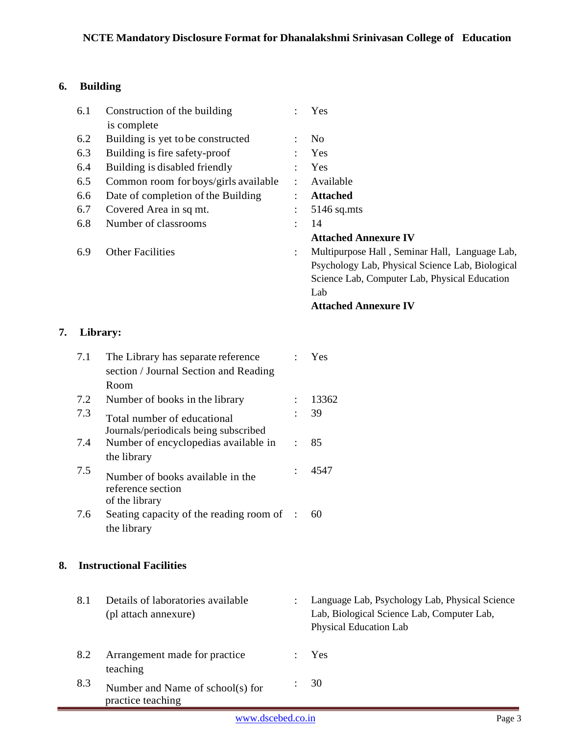## 6. Building

| | | | |
|---|---|---|---|
| 6.1 | Construction of the building is complete | : | Yes |
| 6.2 | Building is yet to be constructed | : | No |
| 6.3 | Building is fire safety-proof | : | Yes |
| 6.4 | Building is disabled friendly | : | Yes |
| 6.5 | Common room for boys/girls available | : | Available |
| 6.6 | Date of completion of the Building | : | **Attached** |
| 6.7 | Covered Area in sq mt. | : | 5146 sq.mts |
| 6.8 | Number of classrooms | : | 14 **Attached Annexure IV** |
| 6.9 | Other Facilities | : | Multipurpose Hall , Seminar Hall, Language Lab, Psychology Lab, Physical Science Lab, Biological Science Lab, Computer Lab, Physical Education Lab **Attached Annexure IV** |

## 7. Library:

| | | | |
|---|---|---|---|
| 7.1 | The Library has separate reference section / Journal Section and Reading Room | : | Yes |
| 7.2 | Number of books in the library | : | 13362 |
| 7.3 | Total number of educational Journals/periodicals being subscribed | : | 39 |
| 7.4 | Number of encyclopedias available in the library | : | 85 |
| 7.5 | Number of books available in the reference section of the library | : | 4547 |
| 7.6 | Seating capacity of the reading room of the library | : | 60 |

## 8. Instructional Facilities

| | | | |
|---|---|---|---|
| 8.1 | Details of laboratories available (pl attach annexure) | : | Language Lab, Psychology Lab, Physical Science Lab, Biological Science Lab, Computer Lab, Physical Education Lab |
| 8.2 | Arrangement made for practice teaching | : | Yes |
| 8.3 | Number and Name of school(s) for practice teaching | : | 30 |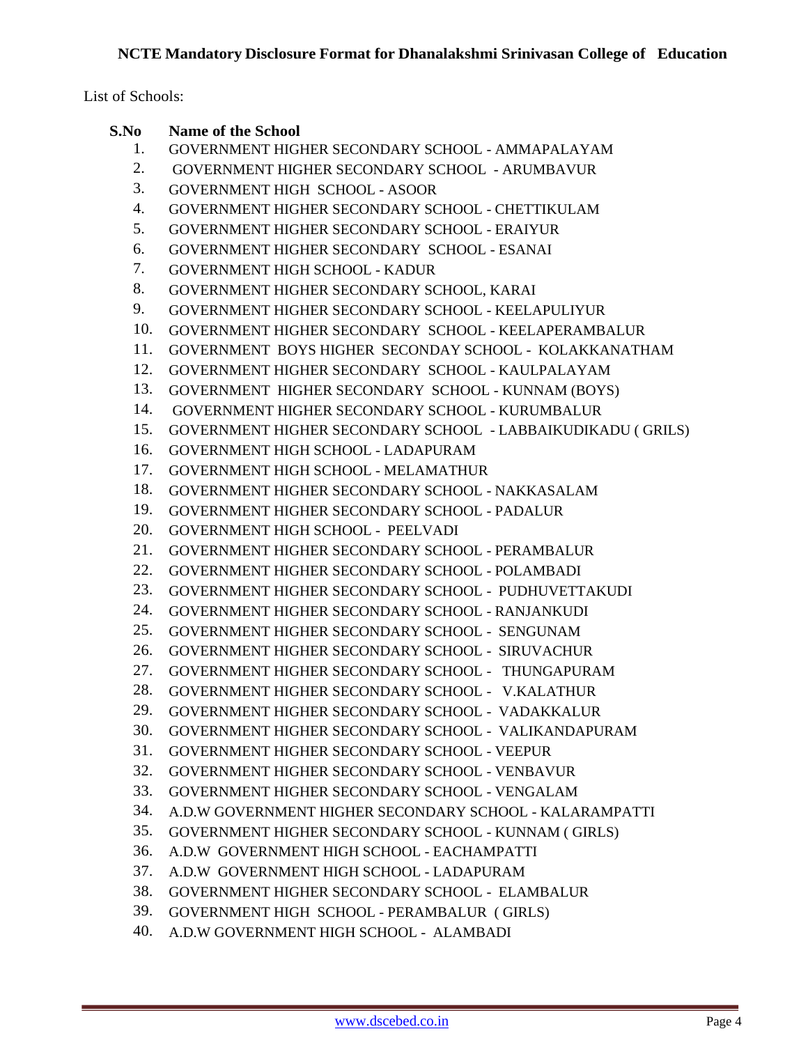List of Schools:

| S.No | Name of the School |
|---|---|
| 1. | GOVERNMENT HIGHER SECONDARY SCHOOL - AMMAPALAYAM |
| 2. | GOVERNMENT HIGHER SECONDARY SCHOOL - ARUMBAVUR |
| 3. | GOVERNMENT HIGH SCHOOL - ASOOR |
| 4. | GOVERNMENT HIGHER SECONDARY SCHOOL - CHETTIKULAM |
| 5. | GOVERNMENT HIGHER SECONDARY SCHOOL - ERAIYUR |
| 6. | GOVERNMENT HIGHER SECONDARY SCHOOL - ESANAI |
| 7. | GOVERNMENT HIGH SCHOOL - KADUR |
| 8. | GOVERNMENT HIGHER SECONDARY SCHOOL, KARAI |
| 9. | GOVERNMENT HIGHER SECONDARY SCHOOL - KEELAPULIYUR |
| 10. | GOVERNMENT HIGHER SECONDARY SCHOOL - KEELAPERAMBALUR |
| 11. | GOVERNMENT BOYS HIGHER SECONDAY SCHOOL - KOLAKKANATHAM |
| 12. | GOVERNMENT HIGHER SECONDARY SCHOOL - KAULPALAYAM |
| 13. | GOVERNMENT HIGHER SECONDARY SCHOOL - KUNNAM (BOYS) |
| 14. | GOVERNMENT HIGHER SECONDARY SCHOOL - KURUMBALUR |
| 15. | GOVERNMENT HIGHER SECONDARY SCHOOL - LABBAIKUDIKADU ( GRILS) |
| 16. | GOVERNMENT HIGH SCHOOL - LADAPURAM |
| 17. | GOVERNMENT HIGH SCHOOL - MELAMATHUR |
| 18. | GOVERNMENT HIGHER SECONDARY SCHOOL - NAKKASALAM |
| 19. | GOVERNMENT HIGHER SECONDARY SCHOOL - PADALUR |
| 20. | GOVERNMENT HIGH SCHOOL - PEELVADI |
| 21. | GOVERNMENT HIGHER SECONDARY SCHOOL - PERAMBALUR |
| 22. | GOVERNMENT HIGHER SECONDARY SCHOOL - POLAMBADI |
| 23. | GOVERNMENT HIGHER SECONDARY SCHOOL - PUDHUVETTAKUDI |
| 24. | GOVERNMENT HIGHER SECONDARY SCHOOL - RANJANKUDI |
| 25. | GOVERNMENT HIGHER SECONDARY SCHOOL - SENGUNAM |
| 26. | GOVERNMENT HIGHER SECONDARY SCHOOL - SIRUVACHUR |
| 27. | GOVERNMENT HIGHER SECONDARY SCHOOL - THUNGAPURAM |
| 28. | GOVERNMENT HIGHER SECONDARY SCHOOL - V.KALATHUR |
| 29. | GOVERNMENT HIGHER SECONDARY SCHOOL - VADAKKALUR |
| 30. | GOVERNMENT HIGHER SECONDARY SCHOOL - VALIKANDAPURAM |
| 31. | GOVERNMENT HIGHER SECONDARY SCHOOL - VEEPUR |
| 32. | GOVERNMENT HIGHER SECONDARY SCHOOL - VENBAVUR |
| 33. | GOVERNMENT HIGHER SECONDARY SCHOOL - VENGALAM |
| 34. | A.D.W GOVERNMENT HIGHER SECONDARY SCHOOL - KALARAMPATTI |
| 35. | GOVERNMENT HIGHER SECONDARY SCHOOL - KUNNAM ( GIRLS) |
| 36. | A.D.W GOVERNMENT HIGH SCHOOL - EACHAMPATTI |
| 37. | A.D.W GOVERNMENT HIGH SCHOOL - LADAPURAM |
| 38. | GOVERNMENT HIGHER SECONDARY SCHOOL - ELAMBALUR |
| 39. | GOVERNMENT HIGH SCHOOL - PERAMBALUR ( GIRLS) |
| 40. | A.D.W GOVERNMENT HIGH SCHOOL - ALAMBADI |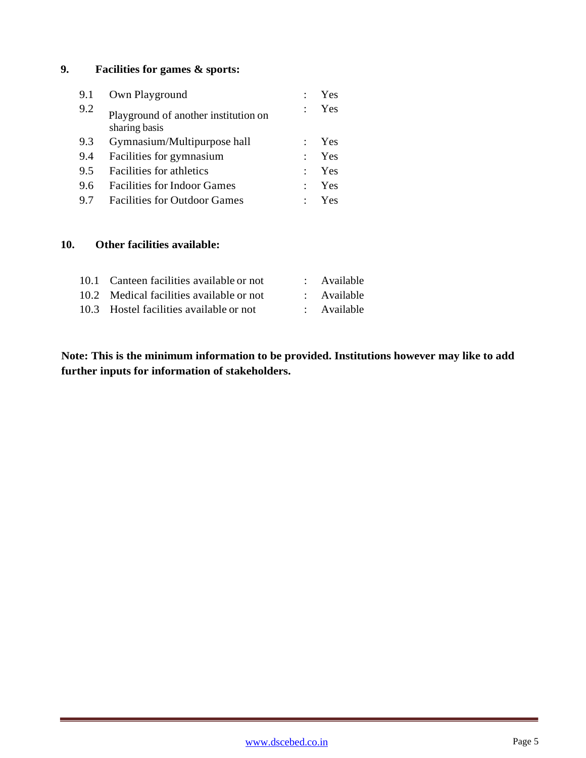## 9. Facilities for games & sports:

| | | | |
|---|---|---|---|
| 9.1 | Own Playground | : | Yes |
| 9.2 | Playground of another institution on sharing basis | : | Yes |
| 9.3 | Gymnasium/Multipurpose hall | : | Yes |
| 9.4 | Facilities for gymnasium | : | Yes |
| 9.5 | Facilities for athletics | : | Yes |
| 9.6 | Facilities for Indoor Games | : | Yes |
| 9.7 | Facilities for Outdoor Games | : | Yes |

## 10. Other facilities available:

| | | | |
|---|---|---|---|
| 10.1 | Canteen facilities available or not | : | Available |
| 10.2 | Medical facilities available or not | : | Available |
| 10.3 | Hostel facilities available or not | : | Available |

**Note: This is the minimum information to be provided. Institutions however may like to add further inputs for information of stakeholders.**

www.dscebed.co.in